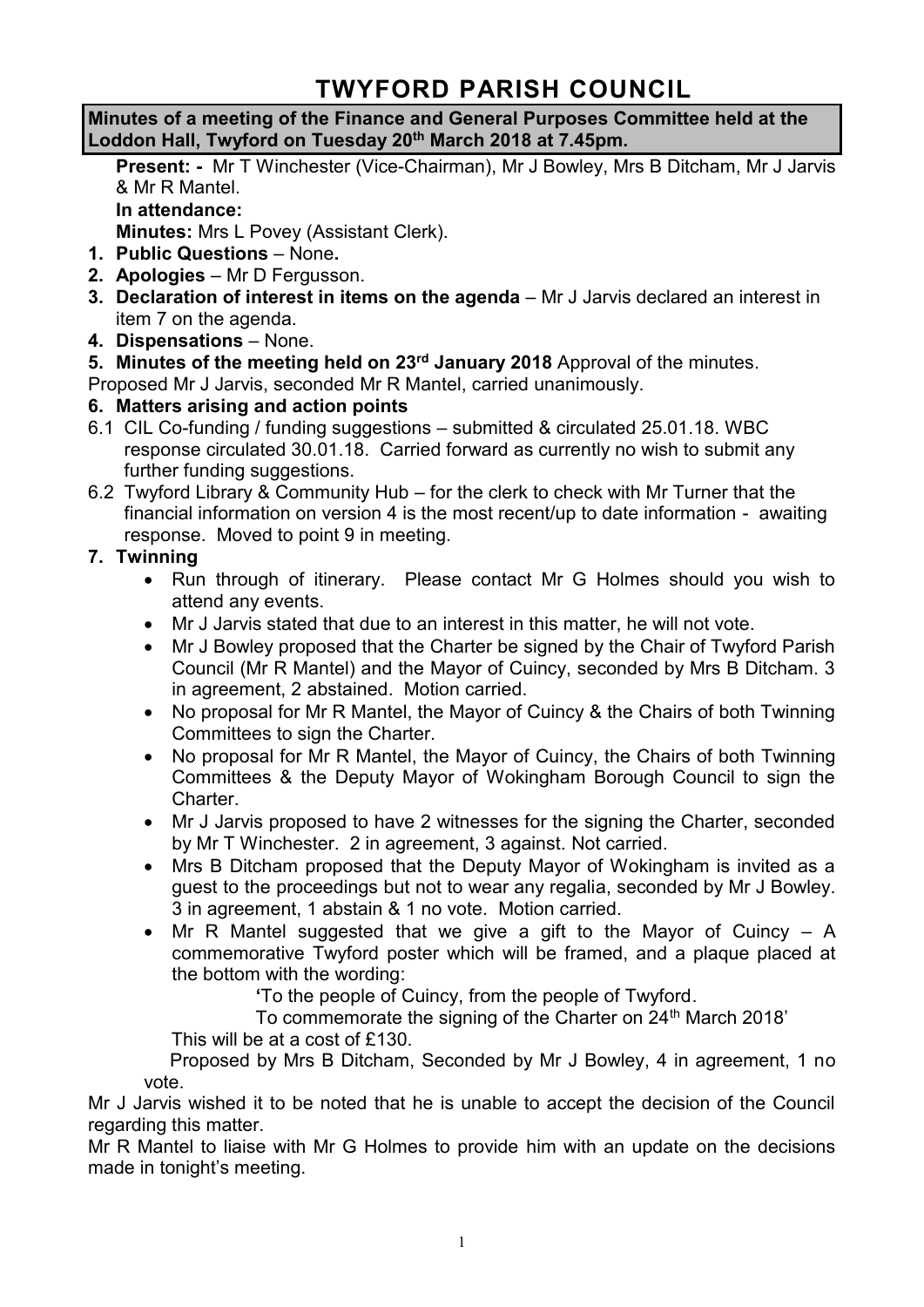# TWYFORD PARISH COUNCIL

**Minutes of a meeting of the Finance and General Purposes Committee held at the Loddon Hall, Twyford on Tuesday 20th March 2018 at 7.45pm.**

**Present: -** Mr T Winchester (Vice-Chairman), Mr J Bowley, Mrs B Ditcham, Mr J Jarvis & Mr R Mantel.

**In attendance:**

**Minutes:** Mrs L Povey (Assistant Clerk).

1. **Public Questions** – None**.**
2. **Apologies** – Mr D Fergusson.
3. **Declaration of interest in items on the agenda** – Mr J Jarvis declared an interest in item 7 on the agenda.
4. **Dispensations** – None.
5. **Minutes of the meeting held on 23rd January 2018** Approval of the minutes.

Proposed Mr J Jarvis, seconded Mr R Mantel, carried unanimously.

6. **Matters arising and action points**

6.1 CIL Co-funding / funding suggestions – submitted & circulated 25.01.18. WBC response circulated 30.01.18. Carried forward as currently no wish to submit any further funding suggestions.

6.2 Twyford Library & Community Hub – for the clerk to check with Mr Turner that the financial information on version 4 is the most recent/up to date information - awaiting response. Moved to point 9 in meeting.

7. **Twinning**
   - Run through of itinerary. Please contact Mr G Holmes should you wish to attend any events.
   - Mr J Jarvis stated that due to an interest in this matter, he will not vote.
   - Mr J Bowley proposed that the Charter be signed by the Chair of Twyford Parish Council (Mr R Mantel) and the Mayor of Cuincy, seconded by Mrs B Ditcham. 3 in agreement, 2 abstained. Motion carried.
   - No proposal for Mr R Mantel, the Mayor of Cuincy & the Chairs of both Twinning Committees to sign the Charter.
   - No proposal for Mr R Mantel, the Mayor of Cuincy, the Chairs of both Twinning Committees & the Deputy Mayor of Wokingham Borough Council to sign the Charter.
   - Mr J Jarvis proposed to have 2 witnesses for the signing the Charter, seconded by Mr T Winchester. 2 in agreement, 3 against. Not carried.
   - Mrs B Ditcham proposed that the Deputy Mayor of Wokingham is invited as a guest to the proceedings but not to wear any regalia, seconded by Mr J Bowley. 3 in agreement, 1 abstain & 1 no vote. Motion carried.
   - Mr R Mantel suggested that we give a gift to the Mayor of Cuincy – A commemorative Twyford poster which will be framed, and a plaque placed at the bottom with the wording:

     'To the people of Cuincy, from the people of Twyford.

     To commemorate the signing of the Charter on 24th March 2018'

     This will be at a cost of £130.

     Proposed by Mrs B Ditcham, Seconded by Mr J Bowley, 4 in agreement, 1 no vote.

Mr J Jarvis wished it to be noted that he is unable to accept the decision of the Council regarding this matter.

Mr R Mantel to liaise with Mr G Holmes to provide him with an update on the decisions made in tonight's meeting.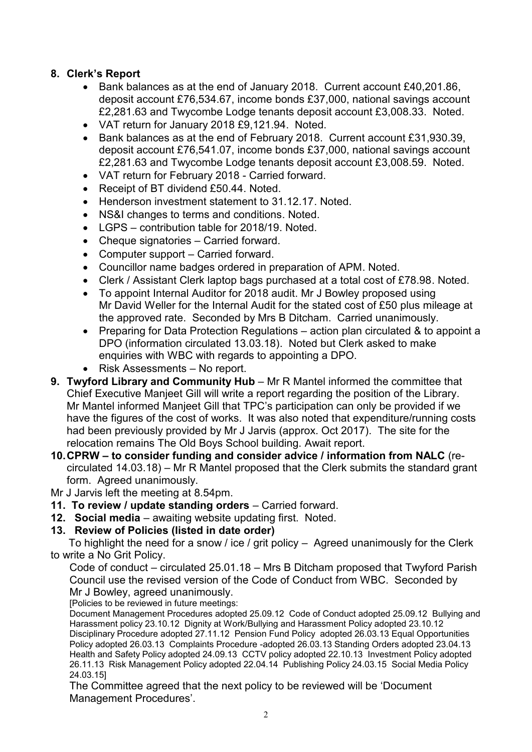8. **Clerk's Report**
   - Bank balances as at the end of January 2018. Current account £40,201.86, deposit account £76,534.67, income bonds £37,000, national savings account £2,281.63 and Twycombe Lodge tenants deposit account £3,008.33. Noted.
   - VAT return for January 2018 £9,121.94. Noted.
   - Bank balances as at the end of February 2018. Current account £31,930.39, deposit account £76,541.07, income bonds £37,000, national savings account £2,281.63 and Twycombe Lodge tenants deposit account £3,008.59. Noted.
   - VAT return for February 2018 - Carried forward.
   - Receipt of BT dividend £50.44. Noted.
   - Henderson investment statement to 31.12.17. Noted.
   - NS&I changes to terms and conditions. Noted.
   - LGPS – contribution table for 2018/19. Noted.
   - Cheque signatories – Carried forward.
   - Computer support – Carried forward.
   - Councillor name badges ordered in preparation of APM. Noted.
   - Clerk / Assistant Clerk laptop bags purchased at a total cost of £78.98. Noted.
   - To appoint Internal Auditor for 2018 audit. Mr J Bowley proposed using Mr David Weller for the Internal Audit for the stated cost of £50 plus mileage at the approved rate. Seconded by Mrs B Ditcham. Carried unanimously.
   - Preparing for Data Protection Regulations – action plan circulated & to appoint a DPO (information circulated 13.03.18). Noted but Clerk asked to make enquiries with WBC with regards to appointing a DPO.
   - Risk Assessments – No report.
9. **Twyford Library and Community Hub** – Mr R Mantel informed the committee that Chief Executive Manjeet Gill will write a report regarding the position of the Library. Mr Mantel informed Manjeet Gill that TPC's participation can only be provided if we have the figures of the cost of works. It was also noted that expenditure/running costs had been previously provided by Mr J Jarvis (approx. Oct 2017). The site for the relocation remains The Old Boys School building. Await report.
10. **CPRW – to consider funding and consider advice / information from NALC** (re-circulated 14.03.18) – Mr R Mantel proposed that the Clerk submits the standard grant form. Agreed unanimously.

Mr J Jarvis left the meeting at 8.54pm.

11. **To review / update standing orders** – Carried forward.
12. **Social media** – awaiting website updating first. Noted.
13. **Review of Policies (listed in date order)**

To highlight the need for a snow / ice / grit policy – Agreed unanimously for the Clerk to write a No Grit Policy.

Code of conduct – circulated 25.01.18 – Mrs B Ditcham proposed that Twyford Parish Council use the revised version of the Code of Conduct from WBC. Seconded by Mr J Bowley, agreed unanimously.

[Policies to be reviewed in future meetings:
Document Management Procedures adopted 25.09.12 Code of Conduct adopted 25.09.12 Bullying and Harassment policy 23.10.12 Dignity at Work/Bullying and Harassment Policy adopted 23.10.12 Disciplinary Procedure adopted 27.11.12 Pension Fund Policy adopted 26.03.13 Equal Opportunities Policy adopted 26.03.13 Complaints Procedure -adopted 26.03.13 Standing Orders adopted 23.04.13 Health and Safety Policy adopted 24.09.13 CCTV policy adopted 22.10.13 Investment Policy adopted 26.11.13 Risk Management Policy adopted 22.04.14 Publishing Policy 24.03.15 Social Media Policy 24.03.15]

The Committee agreed that the next policy to be reviewed will be 'Document Management Procedures'.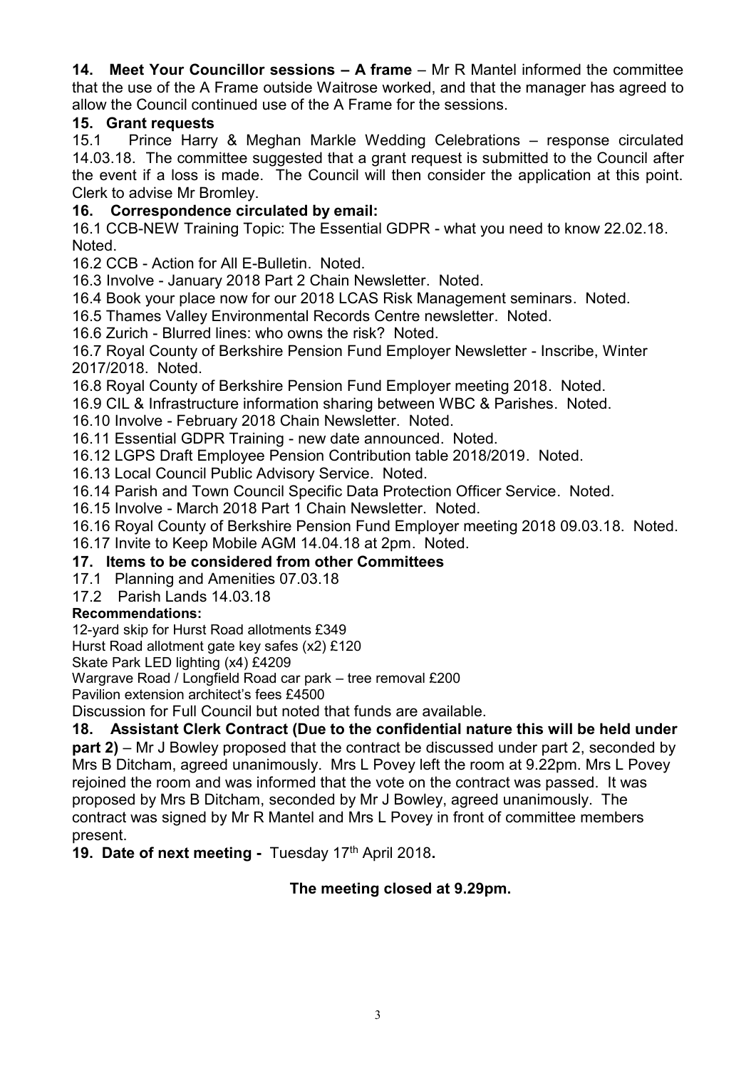**14. Meet Your Councillor sessions – A frame** – Mr R Mantel informed the committee that the use of the A Frame outside Waitrose worked, and that the manager has agreed to allow the Council continued use of the A Frame for the sessions.

**15. Grant requests**

15.1 Prince Harry & Meghan Markle Wedding Celebrations – response circulated 14.03.18. The committee suggested that a grant request is submitted to the Council after the event if a loss is made. The Council will then consider the application at this point. Clerk to advise Mr Bromley.

**16. Correspondence circulated by email:**

16.1 CCB-NEW Training Topic: The Essential GDPR - what you need to know 22.02.18. Noted.

16.2 CCB - Action for All E-Bulletin. Noted.

16.3 Involve - January 2018 Part 2 Chain Newsletter. Noted.

16.4 Book your place now for our 2018 LCAS Risk Management seminars. Noted.

16.5 Thames Valley Environmental Records Centre newsletter. Noted.

16.6 Zurich - Blurred lines: who owns the risk? Noted.

16.7 Royal County of Berkshire Pension Fund Employer Newsletter - Inscribe, Winter 2017/2018. Noted.

16.8 Royal County of Berkshire Pension Fund Employer meeting 2018. Noted.

16.9 CIL & Infrastructure information sharing between WBC & Parishes. Noted.

16.10 Involve - February 2018 Chain Newsletter. Noted.

16.11 Essential GDPR Training - new date announced. Noted.

16.12 LGPS Draft Employee Pension Contribution table 2018/2019. Noted.

16.13 Local Council Public Advisory Service. Noted.

16.14 Parish and Town Council Specific Data Protection Officer Service. Noted.

16.15 Involve - March 2018 Part 1 Chain Newsletter. Noted.

16.16 Royal County of Berkshire Pension Fund Employer meeting 2018 09.03.18. Noted.

16.17 Invite to Keep Mobile AGM 14.04.18 at 2pm. Noted.

**17. Items to be considered from other Committees**

17.1 Planning and Amenities 07.03.18

17.2 Parish Lands 14.03.18

**Recommendations:**

12-yard skip for Hurst Road allotments £349
Hurst Road allotment gate key safes (x2) £120
Skate Park LED lighting (x4) £4209
Wargrave Road / Longfield Road car park – tree removal £200
Pavilion extension architect's fees £4500

Discussion for Full Council but noted that funds are available.

**18. Assistant Clerk Contract (Due to the confidential nature this will be held under part 2)** – Mr J Bowley proposed that the contract be discussed under part 2, seconded by Mrs B Ditcham, agreed unanimously. Mrs L Povey left the room at 9.22pm. Mrs L Povey rejoined the room and was informed that the vote on the contract was passed. It was proposed by Mrs B Ditcham, seconded by Mr J Bowley, agreed unanimously. The contract was signed by Mr R Mantel and Mrs L Povey in front of committee members present.

**19. Date of next meeting -** Tuesday 17th April 2018**.**

**The meeting closed at 9.29pm.**